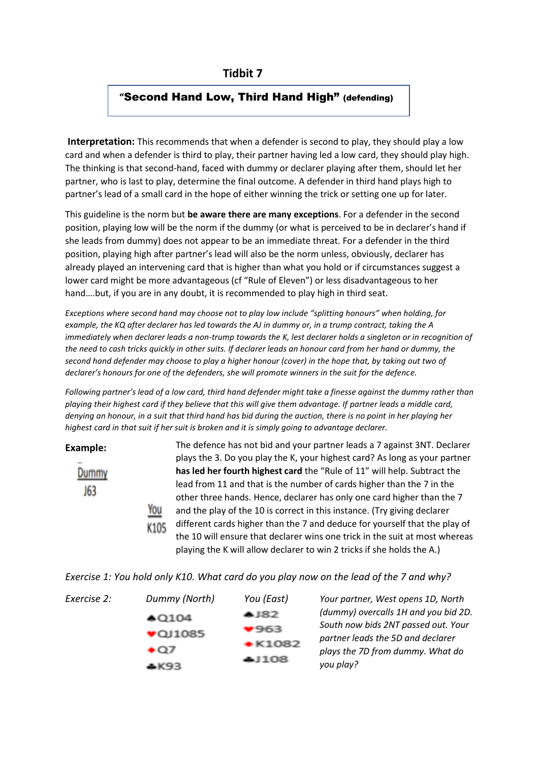# Tidbit 7

**"Second Hand Low, Third Hand High" (defending)**

**Interpretation:** This recommends that when a defender is second to play, they should play a low card and when a defender is third to play, their partner having led a low card, they should play high. The thinking is that second-hand, faced with dummy or declarer playing after them, should let her partner, who is last to play, determine the final outcome. A defender in third hand plays high to partner's lead of a small card in the hope of either winning the trick or setting one up for later.

This guideline is the norm but **be aware there are many exceptions**. For a defender in the second position, playing low will be the norm if the dummy (or what is perceived to be in declarer's hand if she leads from dummy) does not appear to be an immediate threat. For a defender in the third position, playing high after partner's lead will also be the norm unless, obviously, declarer has already played an intervening card that is higher than what you hold or if circumstances suggest a lower card might be more advantageous (cf "Rule of Eleven") or less disadvantageous to her hand….but, if you are in any doubt, it is recommended to play high in third seat.

*Exceptions where second hand may choose not to play low include "splitting honours" when holding, for example, the KQ after declarer has led towards the AJ in dummy or, in a trump contract, taking the A immediately when declarer leads a non-trump towards the K, lest declarer holds a singleton or in recognition of the need to cash tricks quickly in other suits. If declarer leads an honour card from her hand or dummy, the second hand defender may choose to play a higher honour (cover) in the hope that, by taking out two of declarer's honours for one of the defenders, she will promote winners in the suit for the defence.*

*Following partner's lead of a low card, third hand defender might take a finesse against the dummy rather than playing their highest card if they believe that this will give them advantage. If partner leads a middle card, denying an honour, in a suit that third hand has bid during the auction, there is no point in her playing her highest card in that suit if her suit is broken and it is simply going to advantage declarer.*

**Example:**

Dummy
J63

You
K105

The defence has not bid and your partner leads a 7 against 3NT. Declarer plays the 3. Do you play the K, your highest card? As long as your partner **has led her fourth highest card** the "Rule of 11" will help. Subtract the lead from 11 and that is the number of cards higher than the 7 in the other three hands. Hence, declarer has only one card higher than the 7 and the play of the 10 is correct in this instance. (Try giving declarer different cards higher than the 7 and deduce for yourself that the play of the 10 will ensure that declarer wins one trick in the suit at most whereas playing the K will allow declarer to win 2 tricks if she holds the A.)

*Exercise 1: You hold only K10. What card do you play now on the lead of the 7 and why?*

*Exercise 2:*

| *Dummy (North)* | *You (East)* |
|---|---|
| ♠Q104 | ♠J82 |
| ♥QJ1085 | ♥963 |
| ♦Q7 | ♦K1082 |
| ♣K93 | ♣J108 |

*Your partner, West opens 1D, North (dummy) overcalls 1H and you bid 2D. South now bids 2NT passed out. Your partner leads the 5D and declarer plays the 7D from dummy. What do you play?*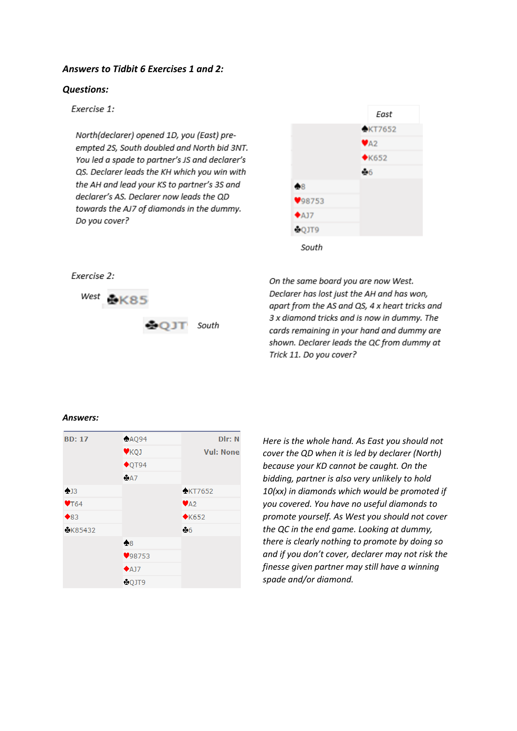***Answers to Tidbit 6 Exercises 1 and 2:***

***Questions:***

*Exercise 1:*

*North(declarer) opened 1D, you (East) pre-empted 2S, South doubled and North bid 3NT. You led a spade to partner's JS and declarer's QS. Declarer leads the KH which you win with the AH and lead your KS to partner's 3S and declarer's AS. Declarer now leads the QD towards the AJ7 of diamonds in the dummy. Do you cover?*

| | East |
|---|---|
| | ♠KT7652 |
| | ♥A2 |
| | ♦K652 |
| | ♣6 |
| ♠8 | |
| ♥98753 | |
| ♦AJ7 | |
| ♣QJT9 | |
| South | |

*Exercise 2:*

West ♣K85

♣QJT South

*On the same board you are now West. Declarer has lost just the AH and has won, apart from the AS and QS, 4 x heart tricks and 3 x diamond tricks and is now in dummy. The cards remaining in your hand and dummy are shown. Declarer leads the QC from dummy at Trick 11. Do you cover?*

***Answers:***

| BD: 17 | ♠AQ94 | Dlr: N |
|---|---|---|
| | ♥KQJ | Vul: None |
| | ♦QT94 | |
| | ♣A7 | |
| ♠J3 | | ♠KT7652 |
| ♥T64 | | ♥A2 |
| ♦83 | | ♦K652 |
| ♣K85432 | | ♣6 |
| | ♠8 | |
| | ♥98753 | |
| | ♦AJ7 | |
| | ♣QJT9 | |

*Here is the whole hand. As East you should not cover the QD when it is led by declarer (North) because your KD cannot be caught. On the bidding, partner is also very unlikely to hold 10(xx) in diamonds which would be promoted if you covered. You have no useful diamonds to promote yourself. As West you should not cover the QC in the end game. Looking at dummy, there is clearly nothing to promote by doing so and if you don't cover, declarer may not risk the finesse given partner may still have a winning spade and/or diamond.*